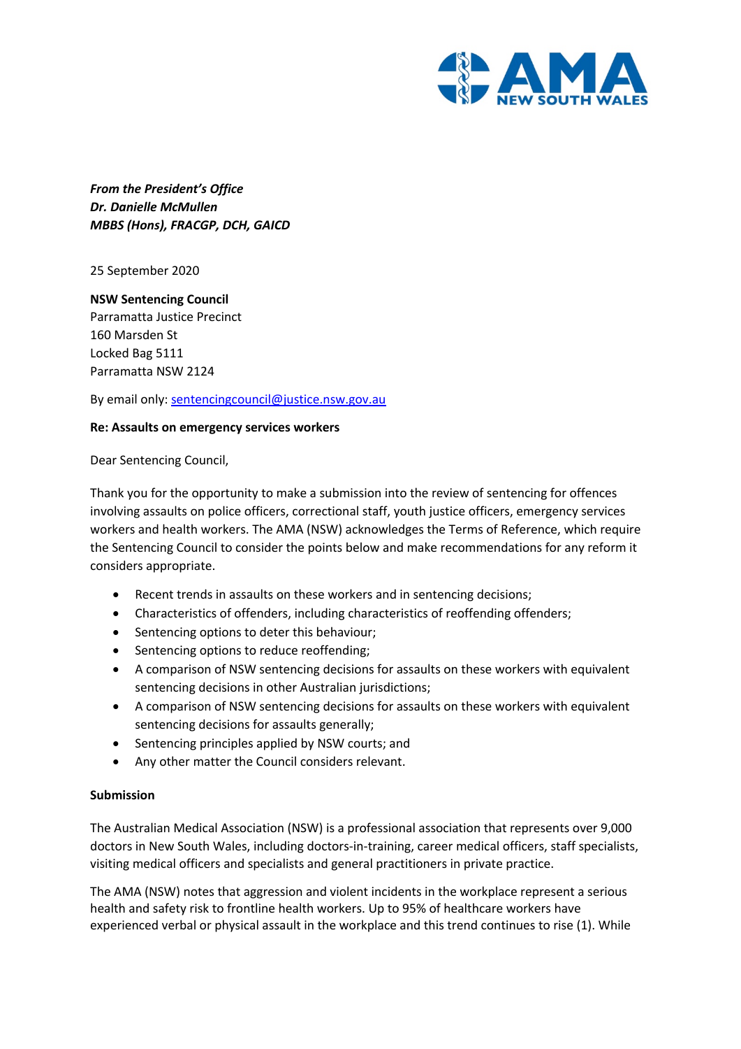***From the President's Office***
***Dr. Danielle McMullen***
***MBBS (Hons), FRACGP, DCH, GAICD***

25 September 2020

**NSW Sentencing Council**
Parramatta Justice Precinct
160 Marsden St
Locked Bag 5111
Parramatta NSW 2124

By email only: sentencingcouncil@justice.nsw.gov.au

**Re: Assaults on emergency services workers**

Dear Sentencing Council,

Thank you for the opportunity to make a submission into the review of sentencing for offences involving assaults on police officers, correctional staff, youth justice officers, emergency services workers and health workers. The AMA (NSW) acknowledges the Terms of Reference, which require the Sentencing Council to consider the points below and make recommendations for any reform it considers appropriate.

- Recent trends in assaults on these workers and in sentencing decisions;
- Characteristics of offenders, including characteristics of reoffending offenders;
- Sentencing options to deter this behaviour;
- Sentencing options to reduce reoffending;
- A comparison of NSW sentencing decisions for assaults on these workers with equivalent sentencing decisions in other Australian jurisdictions;
- A comparison of NSW sentencing decisions for assaults on these workers with equivalent sentencing decisions for assaults generally;
- Sentencing principles applied by NSW courts; and
- Any other matter the Council considers relevant.

**Submission**

The Australian Medical Association (NSW) is a professional association that represents over 9,000 doctors in New South Wales, including doctors-in-training, career medical officers, staff specialists, visiting medical officers and specialists and general practitioners in private practice.

The AMA (NSW) notes that aggression and violent incidents in the workplace represent a serious health and safety risk to frontline health workers. Up to 95% of healthcare workers have experienced verbal or physical assault in the workplace and this trend continues to rise (1). While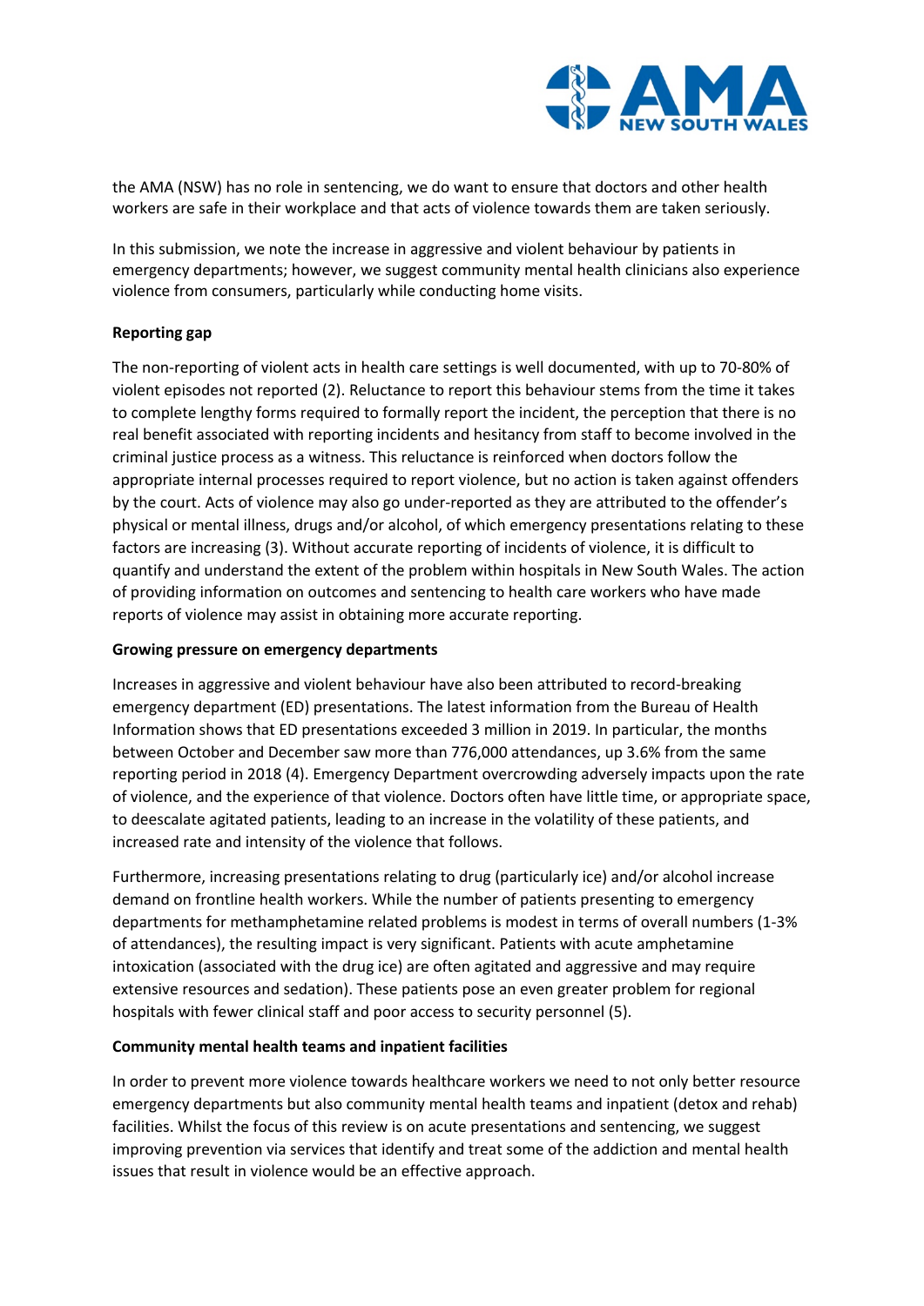the AMA (NSW) has no role in sentencing, we do want to ensure that doctors and other health workers are safe in their workplace and that acts of violence towards them are taken seriously.

In this submission, we note the increase in aggressive and violent behaviour by patients in emergency departments; however, we suggest community mental health clinicians also experience violence from consumers, particularly while conducting home visits.

**Reporting gap**

The non-reporting of violent acts in health care settings is well documented, with up to 70-80% of violent episodes not reported (2). Reluctance to report this behaviour stems from the time it takes to complete lengthy forms required to formally report the incident, the perception that there is no real benefit associated with reporting incidents and hesitancy from staff to become involved in the criminal justice process as a witness. This reluctance is reinforced when doctors follow the appropriate internal processes required to report violence, but no action is taken against offenders by the court. Acts of violence may also go under-reported as they are attributed to the offender's physical or mental illness, drugs and/or alcohol, of which emergency presentations relating to these factors are increasing (3). Without accurate reporting of incidents of violence, it is difficult to quantify and understand the extent of the problem within hospitals in New South Wales. The action of providing information on outcomes and sentencing to health care workers who have made reports of violence may assist in obtaining more accurate reporting.

**Growing pressure on emergency departments**

Increases in aggressive and violent behaviour have also been attributed to record-breaking emergency department (ED) presentations. The latest information from the Bureau of Health Information shows that ED presentations exceeded 3 million in 2019. In particular, the months between October and December saw more than 776,000 attendances, up 3.6% from the same reporting period in 2018 (4). Emergency Department overcrowding adversely impacts upon the rate of violence, and the experience of that violence. Doctors often have little time, or appropriate space, to deescalate agitated patients, leading to an increase in the volatility of these patients, and increased rate and intensity of the violence that follows.

Furthermore, increasing presentations relating to drug (particularly ice) and/or alcohol increase demand on frontline health workers. While the number of patients presenting to emergency departments for methamphetamine related problems is modest in terms of overall numbers (1-3% of attendances), the resulting impact is very significant. Patients with acute amphetamine intoxication (associated with the drug ice) are often agitated and aggressive and may require extensive resources and sedation). These patients pose an even greater problem for regional hospitals with fewer clinical staff and poor access to security personnel (5).

**Community mental health teams and inpatient facilities**

In order to prevent more violence towards healthcare workers we need to not only better resource emergency departments but also community mental health teams and inpatient (detox and rehab) facilities. Whilst the focus of this review is on acute presentations and sentencing, we suggest improving prevention via services that identify and treat some of the addiction and mental health issues that result in violence would be an effective approach.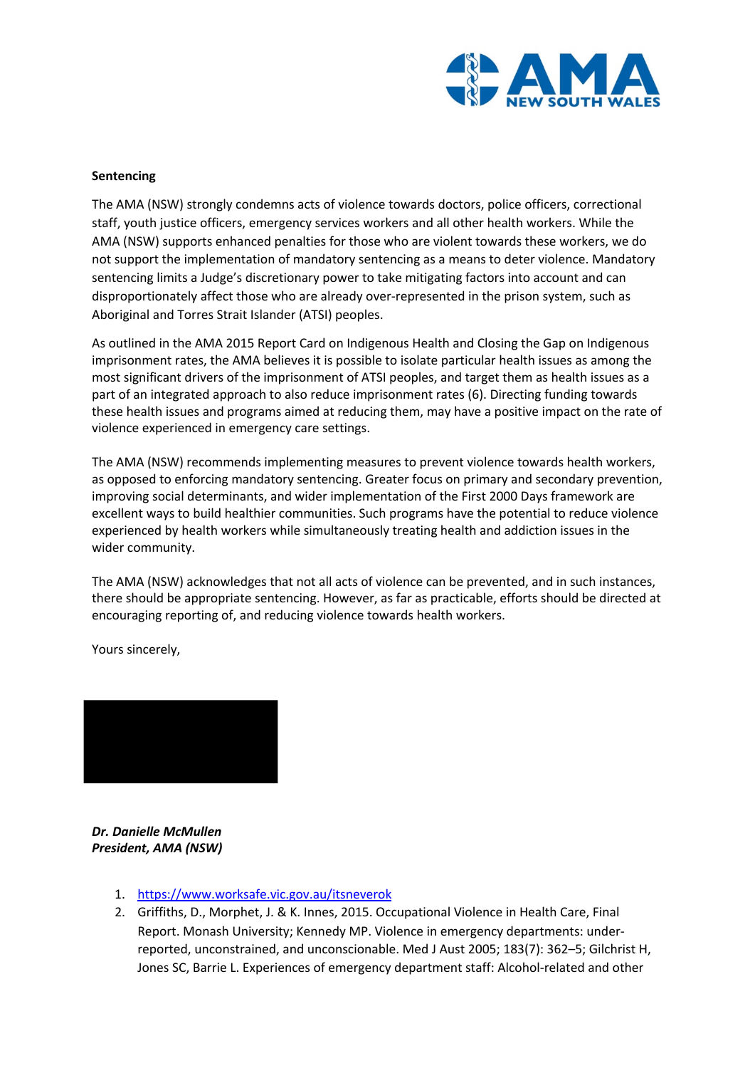**Sentencing**

The AMA (NSW) strongly condemns acts of violence towards doctors, police officers, correctional staff, youth justice officers, emergency services workers and all other health workers. While the AMA (NSW) supports enhanced penalties for those who are violent towards these workers, we do not support the implementation of mandatory sentencing as a means to deter violence. Mandatory sentencing limits a Judge's discretionary power to take mitigating factors into account and can disproportionately affect those who are already over-represented in the prison system, such as Aboriginal and Torres Strait Islander (ATSI) peoples.

As outlined in the AMA 2015 Report Card on Indigenous Health and Closing the Gap on Indigenous imprisonment rates, the AMA believes it is possible to isolate particular health issues as among the most significant drivers of the imprisonment of ATSI peoples, and target them as health issues as a part of an integrated approach to also reduce imprisonment rates (6). Directing funding towards these health issues and programs aimed at reducing them, may have a positive impact on the rate of violence experienced in emergency care settings.

The AMA (NSW) recommends implementing measures to prevent violence towards health workers, as opposed to enforcing mandatory sentencing. Greater focus on primary and secondary prevention, improving social determinants, and wider implementation of the First 2000 Days framework are excellent ways to build healthier communities. Such programs have the potential to reduce violence experienced by health workers while simultaneously treating health and addiction issues in the wider community.

The AMA (NSW) acknowledges that not all acts of violence can be prevented, and in such instances, there should be appropriate sentencing. However, as far as practicable, efforts should be directed at encouraging reporting of, and reducing violence towards health workers.

Yours sincerely,

***Dr. Danielle McMullen***
***President, AMA (NSW)***

1. https://www.worksafe.vic.gov.au/itsneverok
2. Griffiths, D., Morphet, J. & K. Innes, 2015. Occupational Violence in Health Care, Final Report. Monash University; Kennedy MP. Violence in emergency departments: under-reported, unconstrained, and unconscionable. Med J Aust 2005; 183(7): 362–5; Gilchrist H, Jones SC, Barrie L. Experiences of emergency department staff: Alcohol-related and other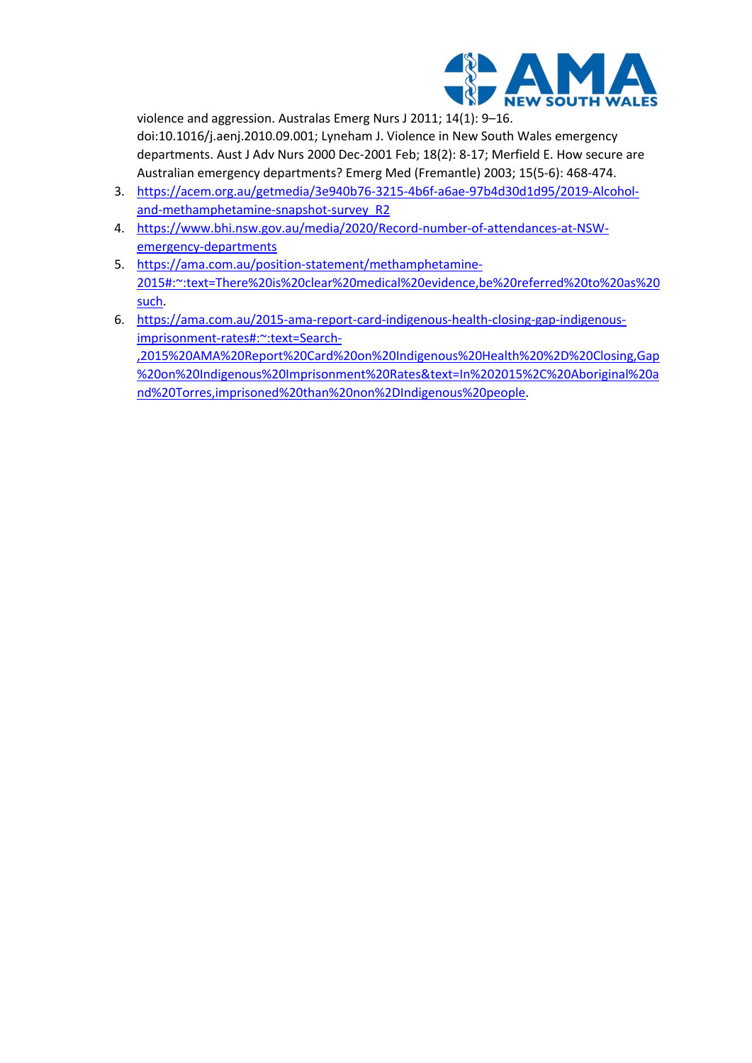violence and aggression. Australas Emerg Nurs J 2011; 14(1): 9–16. doi:10.1016/j.aenj.2010.09.001; Lyneham J. Violence in New South Wales emergency departments. Aust J Adv Nurs 2000 Dec-2001 Feb; 18(2): 8-17; Merfield E. How secure are Australian emergency departments? Emerg Med (Fremantle) 2003; 15(5-6): 468-474.

3. https://acem.org.au/getmedia/3e940b76-3215-4b6f-a6ae-97b4d30d1d95/2019-Alcohol-and-methamphetamine-snapshot-survey_R2
4. https://www.bhi.nsw.gov.au/media/2020/Record-number-of-attendances-at-NSW-emergency-departments
5. https://ama.com.au/position-statement/methamphetamine-2015#:~:text=There%20is%20clear%20medical%20evidence,be%20referred%20to%20as%20such.
6. https://ama.com.au/2015-ama-report-card-indigenous-health-closing-gap-indigenous-imprisonment-rates#:~:text=Search-,2015%20AMA%20Report%20Card%20on%20Indigenous%20Health%20%2D%20Closing,Gap%20on%20Indigenous%20Imprisonment%20Rates&text=In%202015%2C%20Aboriginal%20and%20Torres,imprisoned%20than%20non%2DIndigenous%20people.